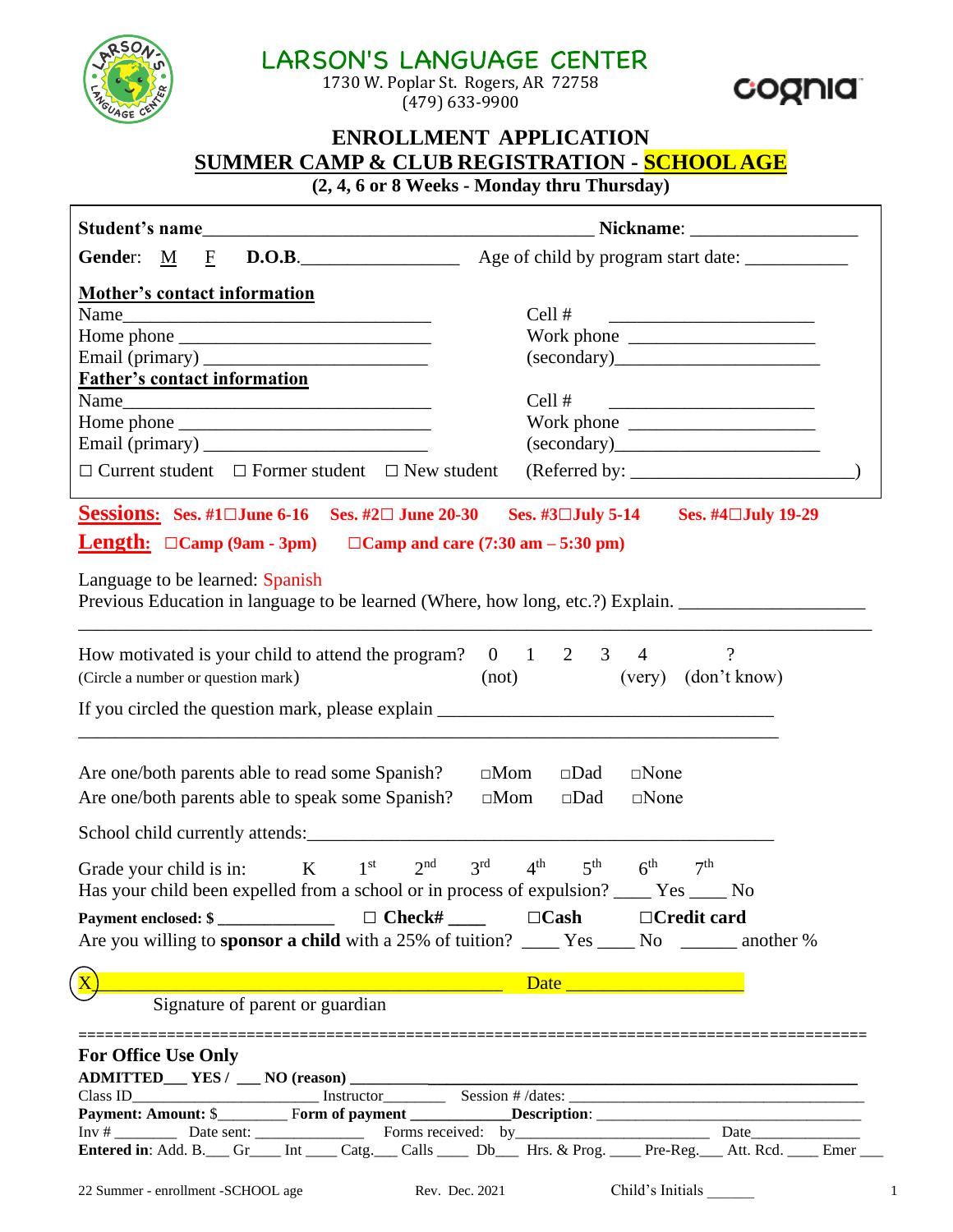# LARSON'S LANGUAGE CENTER

1730 W. Poplar St. Rogers, AR 72758
(479) 633-9900

cognia

## ENROLLMENT APPLICATION

## SUMMER CAMP & CLUB REGISTRATION - SCHOOL AGE

**(2, 4, 6 or 8 Weeks - Monday thru Thursday)**

**Student's name**_____________________________________________ **Nickname**: __________________

**Gender**: M F **D.O.B.**_________________ Age of child by program start date: ___________

**Mother's contact information**

Name___________________________________ Cell # ______________________

Home phone ___________________________ Work phone ____________________

Email (primary) ________________________ (secondary)______________________

**Father's contact information**

Name___________________________________ Cell # ______________________

Home phone ___________________________ Work phone ____________________

Email (primary) ________________________ (secondary)______________________

☐ Current student ☐ Former student ☐ New student (Referred by: ________________________)

**Sessions:** **Ses. #1☐June 6-16** **Ses. #2☐ June 20-30** **Ses. #3☐July 5-14** **Ses. #4☐July 19-29**

**Length:** **☐Camp (9am - 3pm)** **☐Camp and care (7:30 am – 5:30 pm)**

Language to be learned: Spanish

Previous Education in language to be learned (Where, how long, etc.?) Explain. ____________________

_________________________________________________________________________________

How motivated is your child to attend the program? 0 (not) 1 2 3 4 (very) ? (don't know)

(Circle a number or question mark)

If you circled the question mark, please explain ____________________________________

_________________________________________________________________________________

Are one/both parents able to read some Spanish? ☐Mom ☐Dad ☐None

Are one/both parents able to speak some Spanish? ☐Mom ☐Dad ☐None

School child currently attends:___________________________________________________

Grade your child is in: K 1st 2nd 3rd 4th 5th 6th 7th

Has your child been expelled from a school or in process of expulsion? ____ Yes ____ No

**Payment enclosed: $** ______________ **☐ Check#** ____ **☐Cash** **☐Credit card**

Are you willing to **sponsor a child** with a 25% of tuition? ____ Yes ____ No ______ another %

X______________________________________________ Date __________________

Signature of parent or guardian

=====================================================================================

**For Office Use Only**

**ADMITTED___ YES / ___ NO (reason)** ________________________________________________

Class ID________________________ Instructor________ Session # /dates: _____________________________________

**Payment: Amount:** $_________ **Form of payment** _____________**Description**: _________________________________

Inv # ________ Date sent: _____________ Forms received: by_____________________ Date_______________

**Entered in**: Add. B.___ Gr____ Int ____ Catg.___ Calls ____ Db___ Hrs. & Prog. ____ Pre-Reg.___ Att. Rcd. ____ Emer ___

22 Summer - enrollment -SCHOOL age Rev. Dec. 2021 Child's Initials ______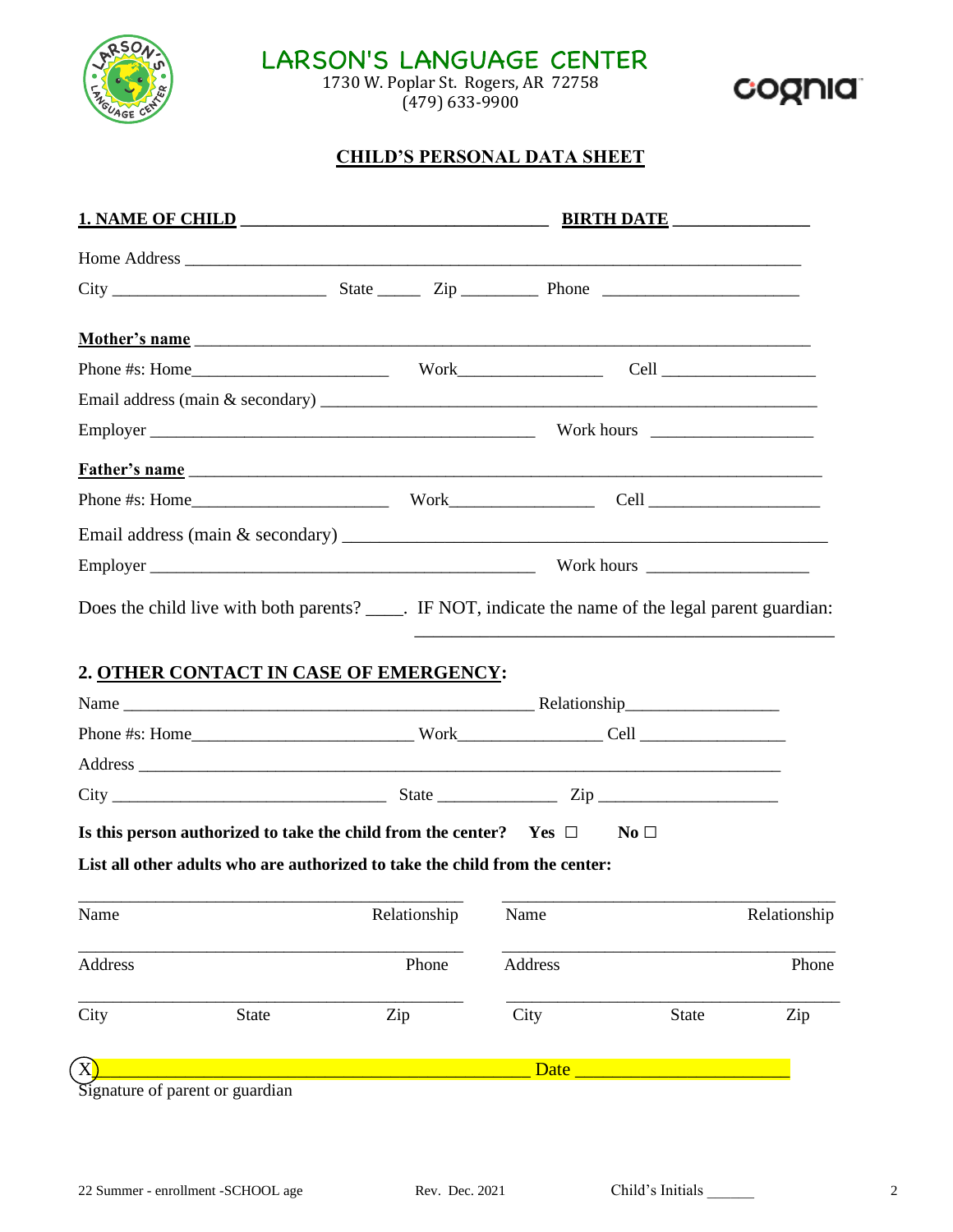# LARSON'S LANGUAGE CENTER

1730 W. Poplar St. Rogers, AR 72758
(479) 633-9900

## CHILD'S PERSONAL DATA SHEET

**1. NAME OF CHILD** ___________________________________ **BIRTH DATE** _______________

Home Address ___________________________________________________________________________

City ________________________ State _____ Zip _________ Phone ______________________

**Mother's name** ______________________________________________________________________

Phone #s: Home______________________ Work________________ Cell _________________

Email address (main & secondary) _________________________________________________________

Employer ____________________________________________ Work hours __________________

**Father's name** _______________________________________________________________________

Phone #s: Home______________________ Work________________ Cell ___________________

Email address (main & secondary) _________________________________________________________

Employer ____________________________________________ Work hours __________________

Does the child live with both parents? ____. IF NOT, indicate the name of the legal parent guardian: ______________________________________________

**2. OTHER CONTACT IN CASE OF EMERGENCY:**

Name _______________________________________________ Relationship_________________

Phone #s: Home________________________ Work________________ Cell ________________

Address _________________________________________________________________________

City _______________________________ State ______________ Zip ____________________

**Is this person authorized to take the child from the center? Yes ☐ No ☐**

**List all other adults who are authorized to take the child from the center:**

| | |
|---|---|
| Name ______ Relationship | Name ______ Relationship |
| Address ______ Phone | Address ______ Phone |
| City ______ State ______ Zip | City ______ State ______ Zip |

X ________________________________________________ Date ______________________
Signature of parent or guardian

22 Summer - enrollment -SCHOOL age    Rev. Dec. 2021    Child's Initials ______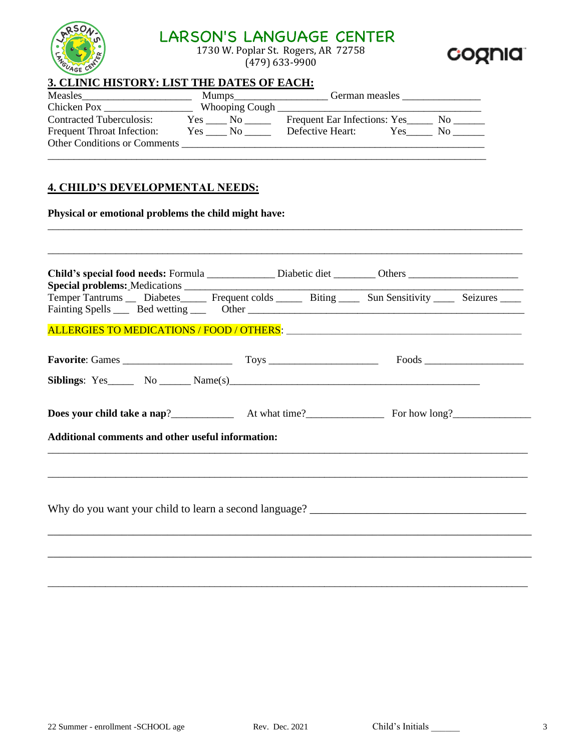# LARSON'S LANGUAGE CENTER

1730 W. Poplar St. Rogers, AR 72758
(479) 633-9900

cognia

## 3. CLINIC HISTORY: LIST THE DATES OF EACH:

Measles____________________ Mumps________________ German measles ______________

Chicken Pox ________________ Whooping Cough _____________________________________

Contracted Tuberculosis: Yes ____ No _____ Frequent Ear Infections: Yes_____ No ______

Frequent Throat Infection: Yes ____ No _____ Defective Heart: Yes_____ No ______

Other Conditions or Comments ______________________________________________________

______________________________________________________________________________

## 4. CHILD'S DEVELOPMENTAL NEEDS:

**Physical or emotional problems the child might have:**

______________________________________________________________________________

______________________________________________________________________________

**Child's special food needs:** Formula ____________ Diabetic diet _______ Others ____________________

**Special problems:** Medications ___________________________________________________________

Temper Tantrums __ Diabetes_____ Frequent colds _____ Biting ____ Sun Sensitivity ____ Seizures ____

Fainting Spells ___ Bed wetting ___ Other ______________________________________________

ALLERGIES TO MEDICATIONS / FOOD / OTHERS: ________________________________________

**Favorite**: Games ____________________ Toys ____________________ Foods __________________

**Siblings**: Yes_____ No ______ Name(s)_______________________________________________

**Does your child take a nap**?___________ At what time?______________ For how long?______________

**Additional comments and other useful information:**

______________________________________________________________________________

______________________________________________________________________________

Why do you want your child to learn a second language? ____________________________________

______________________________________________________________________________

______________________________________________________________________________

______________________________________________________________________________

22 Summer - enrollment -SCHOOL age Rev. Dec. 2021 Child's Initials ______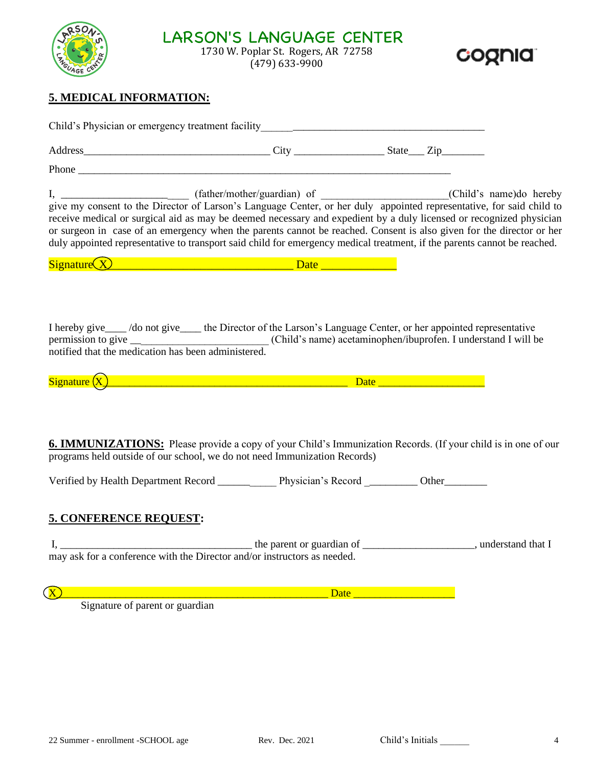LARSON'S LANGUAGE CENTER
1730 W. Poplar St. Rogers, AR 72758
(479) 633-9900

## 5. MEDICAL INFORMATION:

Child's Physician or emergency treatment facility___________________________________________

Address___________________________________ City ________________ State___ Zip________

Phone ______________________________________________________________________

I, _________________________ (father/mother/guardian) of _______________________(Child's name)do hereby give my consent to the Director of Larson's Language Center, or her duly appointed representative, for said child to receive medical or surgical aid as may be deemed necessary and expedient by a duly licensed or recognized physician or surgeon in case of an emergency when the parents cannot be reached. Consent is also given for the director or her duly appointed representative to transport said child for emergency medical treatment, if the parents cannot be reached.

Signature X_________________________________ Date _____________

I hereby give____ /do not give____ the Director of the Larson's Language Center, or her appointed representative permission to give __________________________ (Child's name) acetaminophen/ibuprofen. I understand I will be notified that the medication has been administered.

Signature X_____________________________________________ Date ___________________

**6. IMMUNIZATIONS:** Please provide a copy of your Child's Immunization Records. (If your child is in one of our programs held outside of our school, we do not need Immunization Records)

Verified by Health Department Record ___________ Physician's Record _________ Other________

## 5. CONFERENCE REQUEST:

I, ____________________________________ the parent or guardian of ____________________, understand that I may ask for a conference with the Director and/or instructors as needed.

X__________________________________________________ Date __________________
Signature of parent or guardian

22 Summer - enrollment -SCHOOL age Rev. Dec. 2021 Child's Initials ______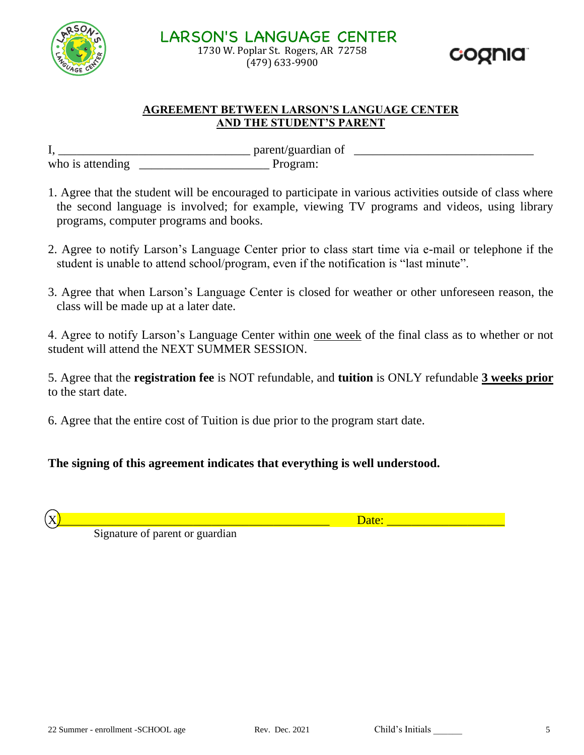# LARSON'S LANGUAGE CENTER

1730 W. Poplar St. Rogers, AR 72758
(479) 633-9900

**AGREEMENT BETWEEN LARSON'S LANGUAGE CENTER AND THE STUDENT'S PARENT**

I, ______________________________ parent/guardian of ____________________________
who is attending ____________________ Program:

1. Agree that the student will be encouraged to participate in various activities outside of class where the second language is involved; for example, viewing TV programs and videos, using library programs, computer programs and books.

2. Agree to notify Larson's Language Center prior to class start time via e-mail or telephone if the student is unable to attend school/program, even if the notification is "last minute".

3. Agree that when Larson's Language Center is closed for weather or other unforeseen reason, the class will be made up at a later date.

4. Agree to notify Larson's Language Center within one week of the final class as to whether or not student will attend the NEXT SUMMER SESSION.

5. Agree that the **registration fee** is NOT refundable, and **tuition** is ONLY refundable **3 weeks prior** to the start date.

6. Agree that the entire cost of Tuition is due prior to the program start date.

**The signing of this agreement indicates that everything is well understood.**

X_____________________________________________ Date: __________________

Signature of parent or guardian

22 Summer - enrollment -SCHOOL age   Rev. Dec. 2021   Child's Initials ______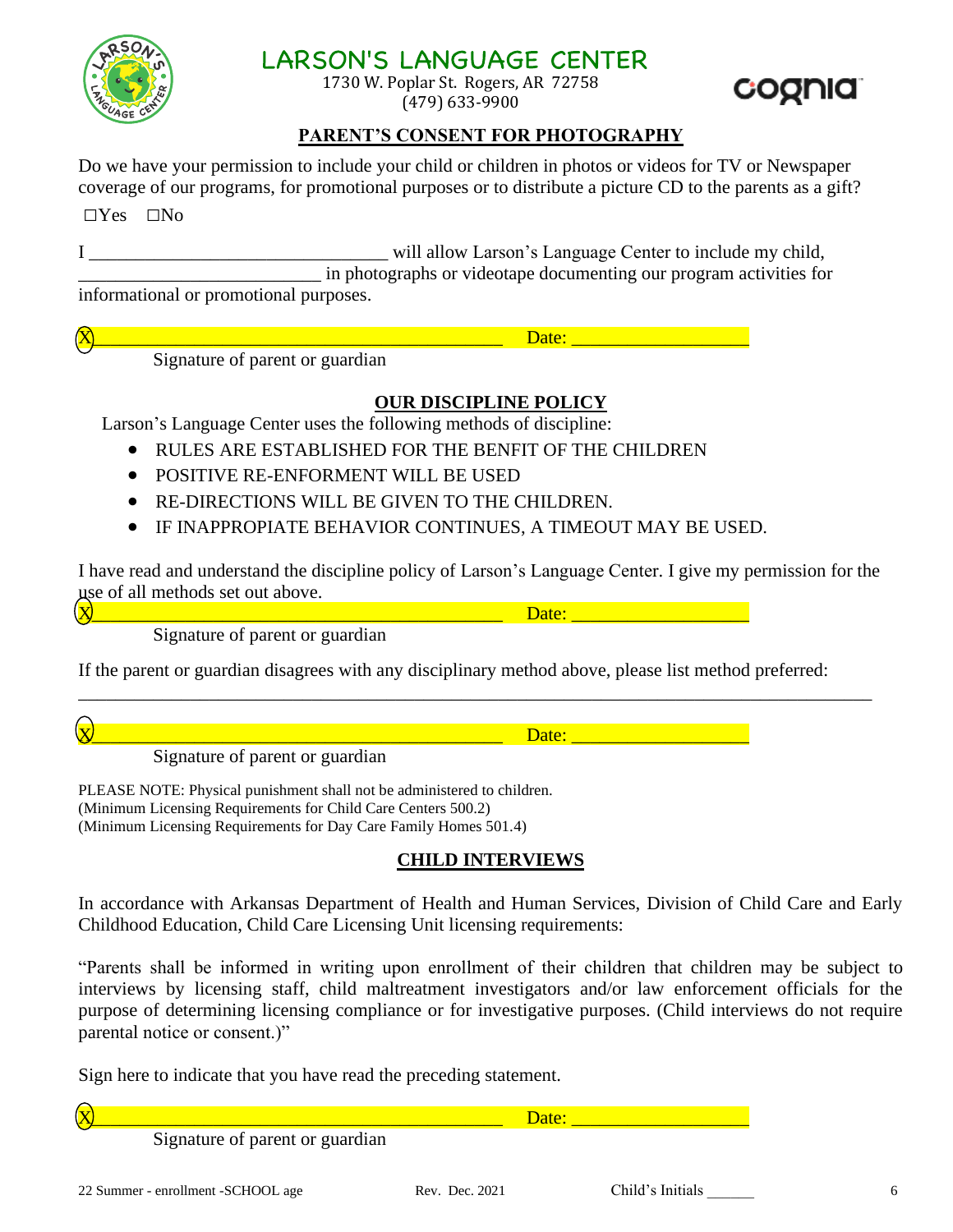# LARSON'S LANGUAGE CENTER

1730 W. Poplar St. Rogers, AR 72758
(479) 633-9900

## PARENT'S CONSENT FOR PHOTOGRAPHY

Do we have your permission to include your child or children in photos or videos for TV or Newspaper coverage of our programs, for promotional purposes or to distribute a picture CD to the parents as a gift?

☐Yes ☐No

I ______________________________ will allow Larson's Language Center to include my child, ________________________ in photographs or videotape documenting our program activities for informational or promotional purposes.

X__________________________________________ Date: __________________
Signature of parent or guardian

## OUR DISCIPLINE POLICY

Larson's Language Center uses the following methods of discipline:

- RULES ARE ESTABLISHED FOR THE BENFIT OF THE CHILDREN
- POSITIVE RE-ENFORMENT WILL BE USED
- RE-DIRECTIONS WILL BE GIVEN TO THE CHILDREN.
- IF INAPPROPIATE BEHAVIOR CONTINUES, A TIMEOUT MAY BE USED.

I have read and understand the discipline policy of Larson's Language Center. I give my permission for the use of all methods set out above.

X__________________________________________ Date: __________________
Signature of parent or guardian

If the parent or guardian disagrees with any disciplinary method above, please list method preferred:

_______________________________________________________________________________

X__________________________________________ Date: __________________
Signature of parent or guardian

PLEASE NOTE: Physical punishment shall not be administered to children.
(Minimum Licensing Requirements for Child Care Centers 500.2)
(Minimum Licensing Requirements for Day Care Family Homes 501.4)

## CHILD INTERVIEWS

In accordance with Arkansas Department of Health and Human Services, Division of Child Care and Early Childhood Education, Child Care Licensing Unit licensing requirements:

"Parents shall be informed in writing upon enrollment of their children that children may be subject to interviews by licensing staff, child maltreatment investigators and/or law enforcement officials for the purpose of determining licensing compliance or for investigative purposes. (Child interviews do not require parental notice or consent.)"

Sign here to indicate that you have read the preceding statement.

X__________________________________________ Date: __________________
Signature of parent or guardian

22 Summer - enrollment -SCHOOL age Rev. Dec. 2021 Child's Initials ______